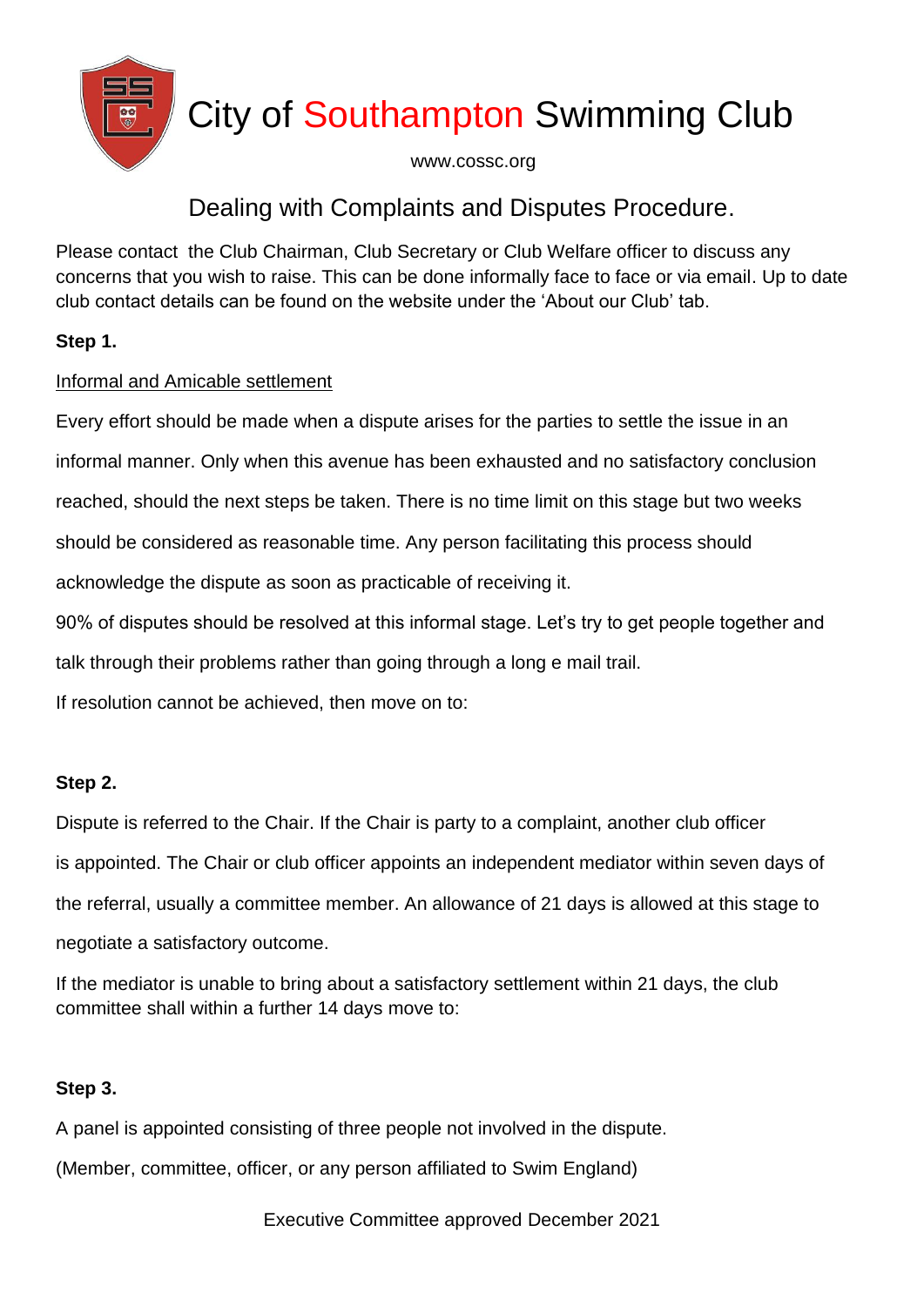# City of Southampton Swimming Club

www.cossc.org

## Dealing with Complaints and Disputes Procedure.

Please contact the Club Chairman, Club Secretary or Club Welfare officer to discuss any concerns that you wish to raise. This can be done informally face to face or via email. Up to date club contact details can be found on the website under the 'About our Club' tab.

**Step 1.**

Informal and Amicable settlement

Every effort should be made when a dispute arises for the parties to settle the issue in an informal manner. Only when this avenue has been exhausted and no satisfactory conclusion reached, should the next steps be taken. There is no time limit on this stage but two weeks should be considered as reasonable time. Any person facilitating this process should acknowledge the dispute as soon as practicable of receiving it.

90% of disputes should be resolved at this informal stage. Let's try to get people together and talk through their problems rather than going through a long e mail trail.

If resolution cannot be achieved, then move on to:

**Step 2.**

Dispute is referred to the Chair. If the Chair is party to a complaint, another club officer is appointed. The Chair or club officer appoints an independent mediator within seven days of the referral, usually a committee member. An allowance of 21 days is allowed at this stage to negotiate a satisfactory outcome.

If the mediator is unable to bring about a satisfactory settlement within 21 days, the club committee shall within a further 14 days move to:

**Step 3.**

A panel is appointed consisting of three people not involved in the dispute.

(Member, committee, officer, or any person affiliated to Swim England)

Executive Committee approved December 2021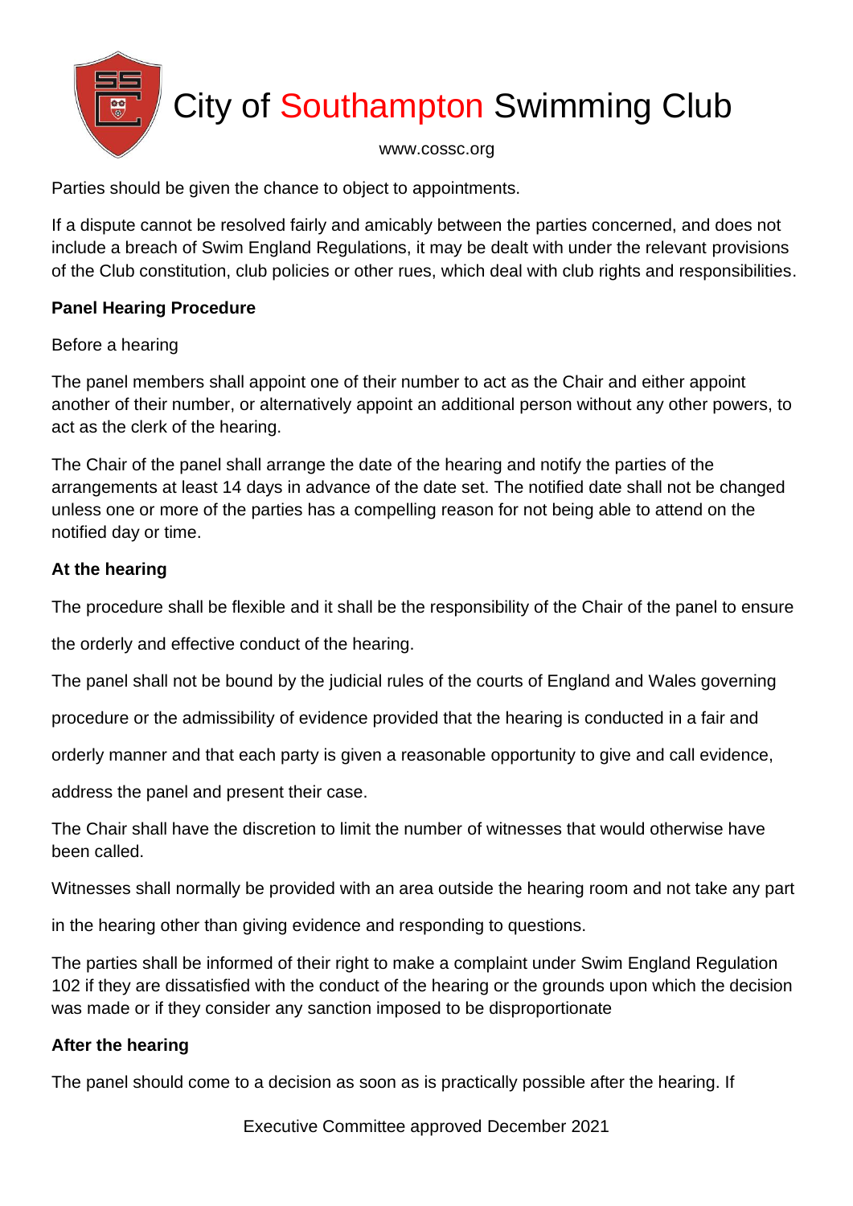Parties should be given the chance to object to appointments.

If a dispute cannot be resolved fairly and amicably between the parties concerned, and does not include a breach of Swim England Regulations, it may be dealt with under the relevant provisions of the Club constitution, club policies or other rues, which deal with club rights and responsibilities.

**Panel Hearing Procedure**

Before a hearing

The panel members shall appoint one of their number to act as the Chair and either appoint another of their number, or alternatively appoint an additional person without any other powers, to act as the clerk of the hearing.

The Chair of the panel shall arrange the date of the hearing and notify the parties of the arrangements at least 14 days in advance of the date set. The notified date shall not be changed unless one or more of the parties has a compelling reason for not being able to attend on the notified day or time.

**At the hearing**

The procedure shall be flexible and it shall be the responsibility of the Chair of the panel to ensure the orderly and effective conduct of the hearing.

The panel shall not be bound by the judicial rules of the courts of England and Wales governing procedure or the admissibility of evidence provided that the hearing is conducted in a fair and orderly manner and that each party is given a reasonable opportunity to give and call evidence, address the panel and present their case.

The Chair shall have the discretion to limit the number of witnesses that would otherwise have been called.

Witnesses shall normally be provided with an area outside the hearing room and not take any part in the hearing other than giving evidence and responding to questions.

The parties shall be informed of their right to make a complaint under Swim England Regulation 102 if they are dissatisfied with the conduct of the hearing or the grounds upon which the decision was made or if they consider any sanction imposed to be disproportionate

**After the hearing**

The panel should come to a decision as soon as is practically possible after the hearing. If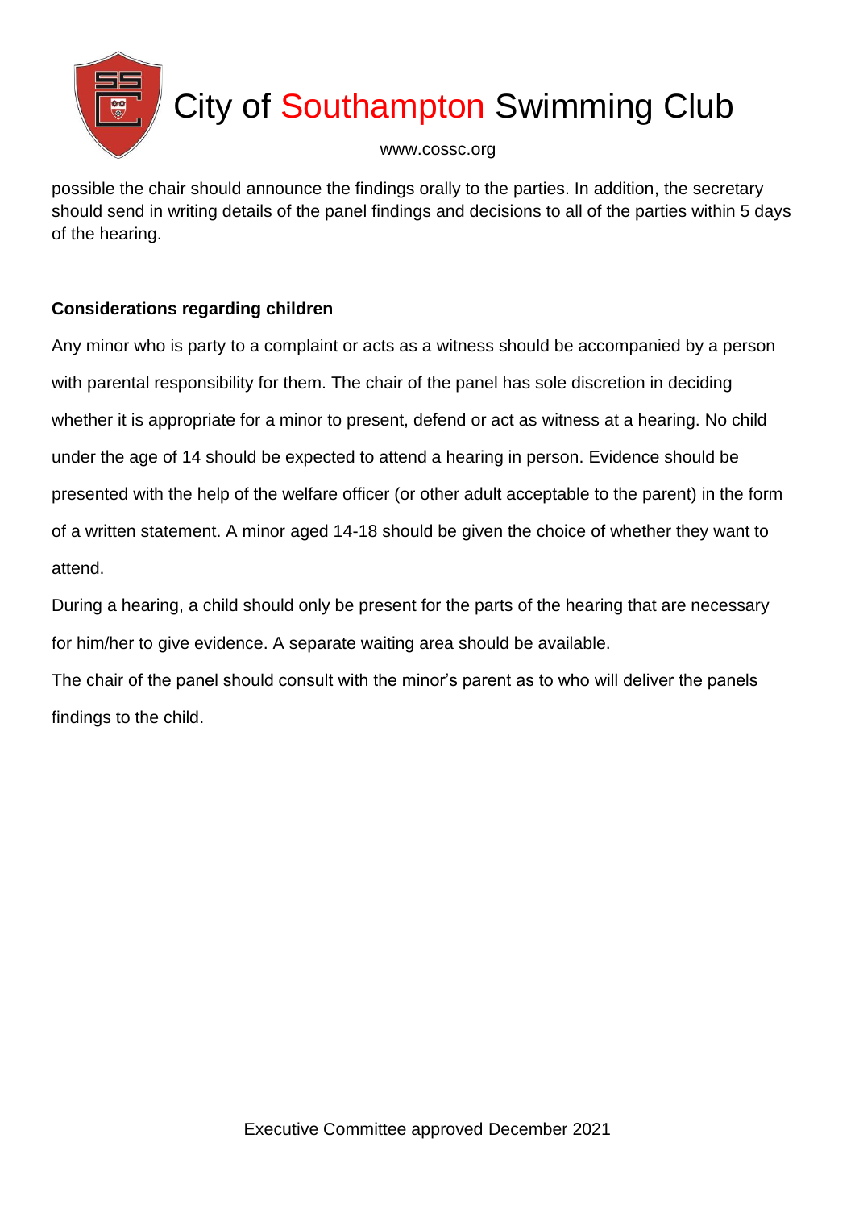possible the chair should announce the findings orally to the parties. In addition, the secretary should send in writing details of the panel findings and decisions to all of the parties within 5 days of the hearing.

**Considerations regarding children**

Any minor who is party to a complaint or acts as a witness should be accompanied by a person with parental responsibility for them. The chair of the panel has sole discretion in deciding whether it is appropriate for a minor to present, defend or act as witness at a hearing. No child under the age of 14 should be expected to attend a hearing in person. Evidence should be presented with the help of the welfare officer (or other adult acceptable to the parent) in the form of a written statement. A minor aged 14-18 should be given the choice of whether they want to attend.

During a hearing, a child should only be present for the parts of the hearing that are necessary for him/her to give evidence. A separate waiting area should be available.

The chair of the panel should consult with the minor's parent as to who will deliver the panels findings to the child.

Executive Committee approved December 2021